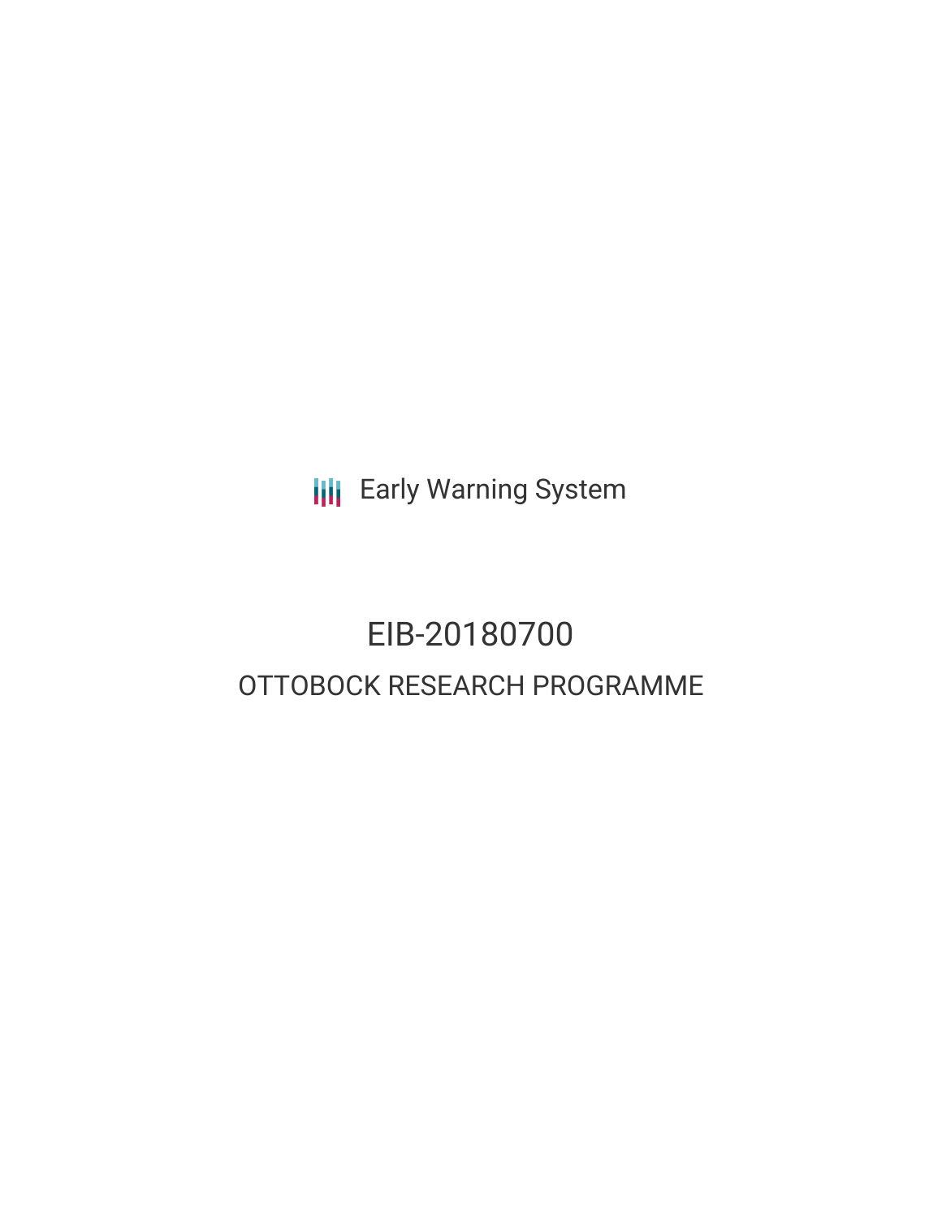Early Warning System

# EIB-20180700

## OTTOBOCK RESEARCH PROGRAMME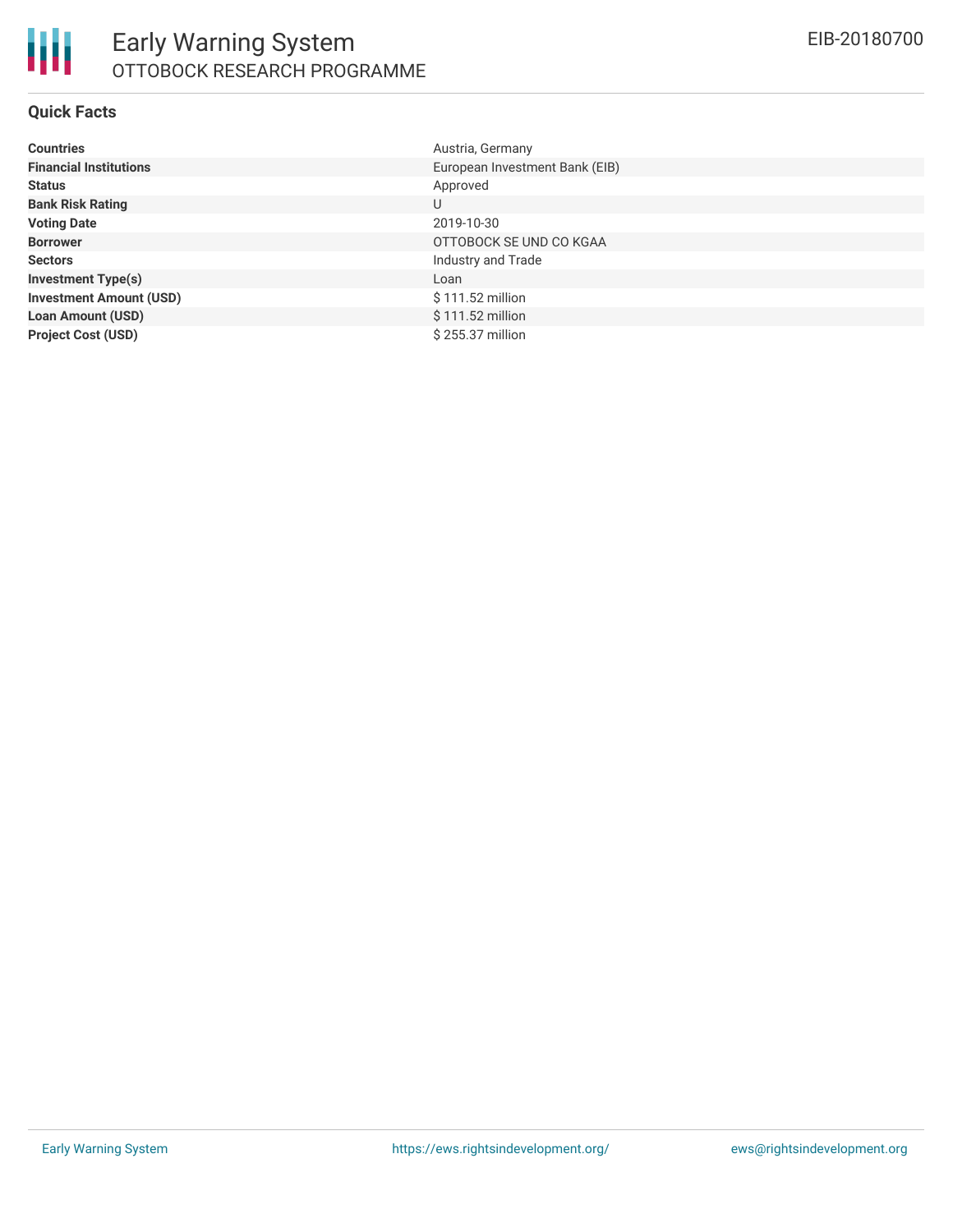# Early Warning System

## OTTOBOCK RESEARCH PROGRAMME

EIB-20180700

### Quick Facts

| | |
|---|---|
| **Countries** | Austria, Germany |
| **Financial Institutions** | European Investment Bank (EIB) |
| **Status** | Approved |
| **Bank Risk Rating** | U |
| **Voting Date** | 2019-10-30 |
| **Borrower** | OTTOBOCK SE UND CO KGAA |
| **Sectors** | Industry and Trade |
| **Investment Type(s)** | Loan |
| **Investment Amount (USD)** | $ 111.52 million |
| **Loan Amount (USD)** | $ 111.52 million |
| **Project Cost (USD)** | $ 255.37 million |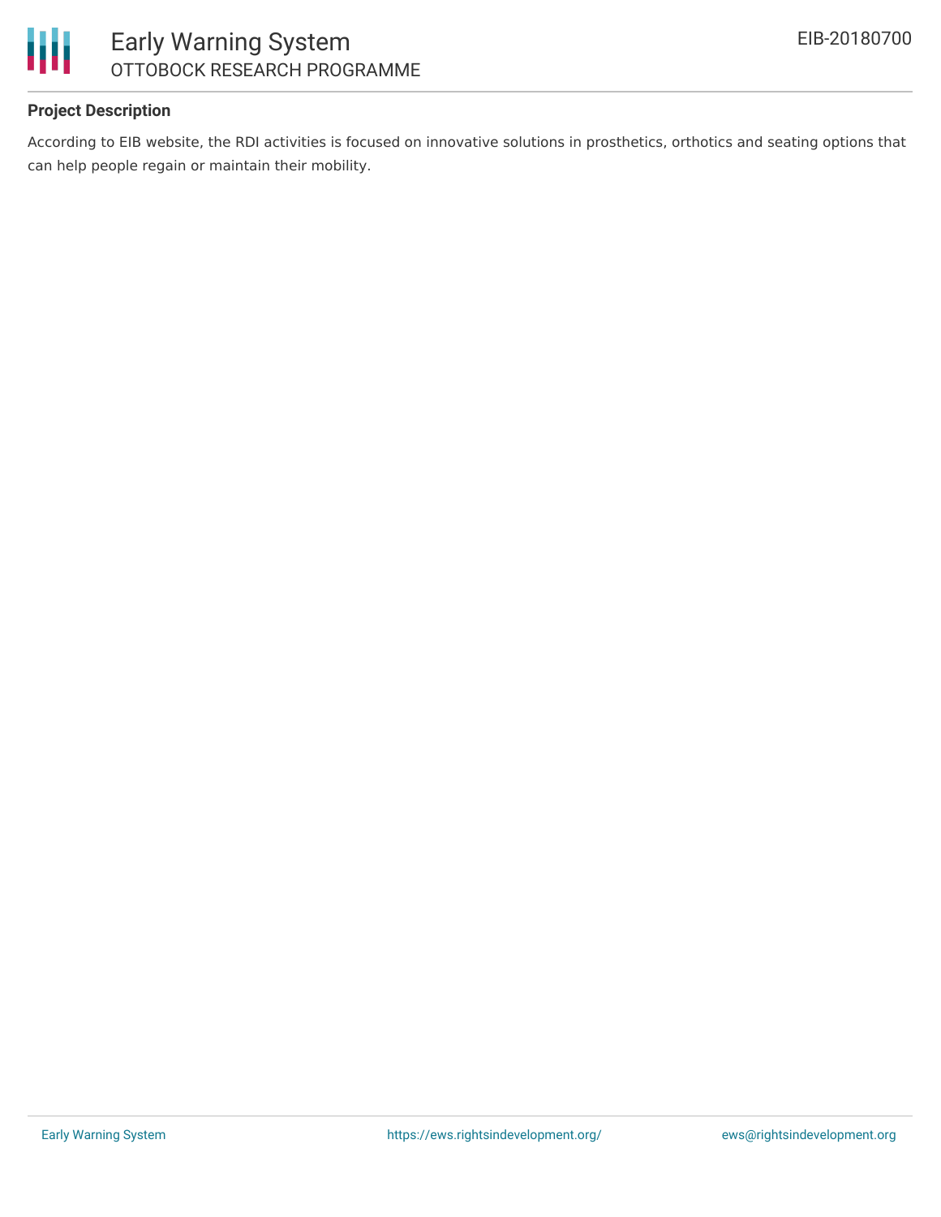**Project Description**

According to EIB website, the RDI activities is focused on innovative solutions in prosthetics, orthotics and seating options that can help people regain or maintain their mobility.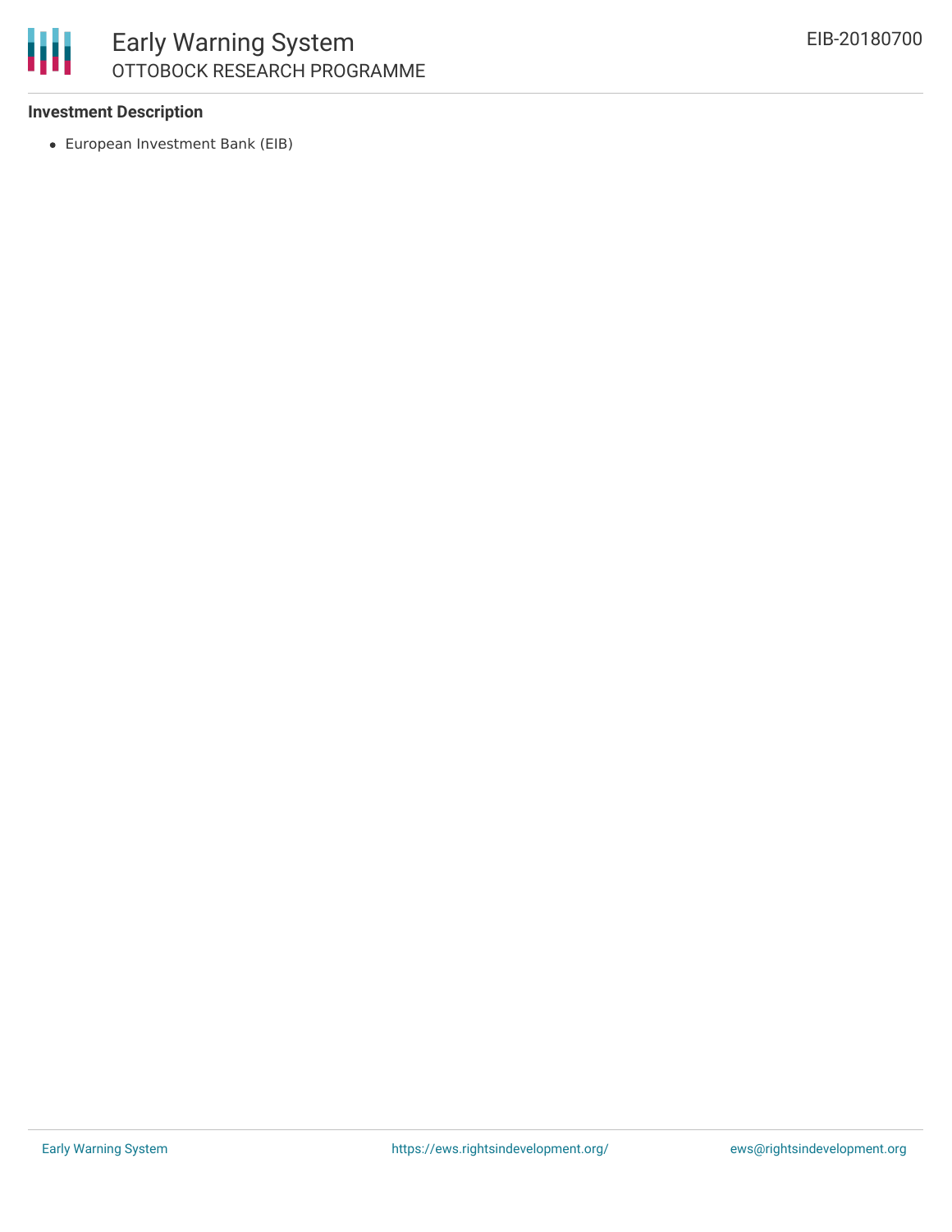**Investment Description**

- European Investment Bank (EIB)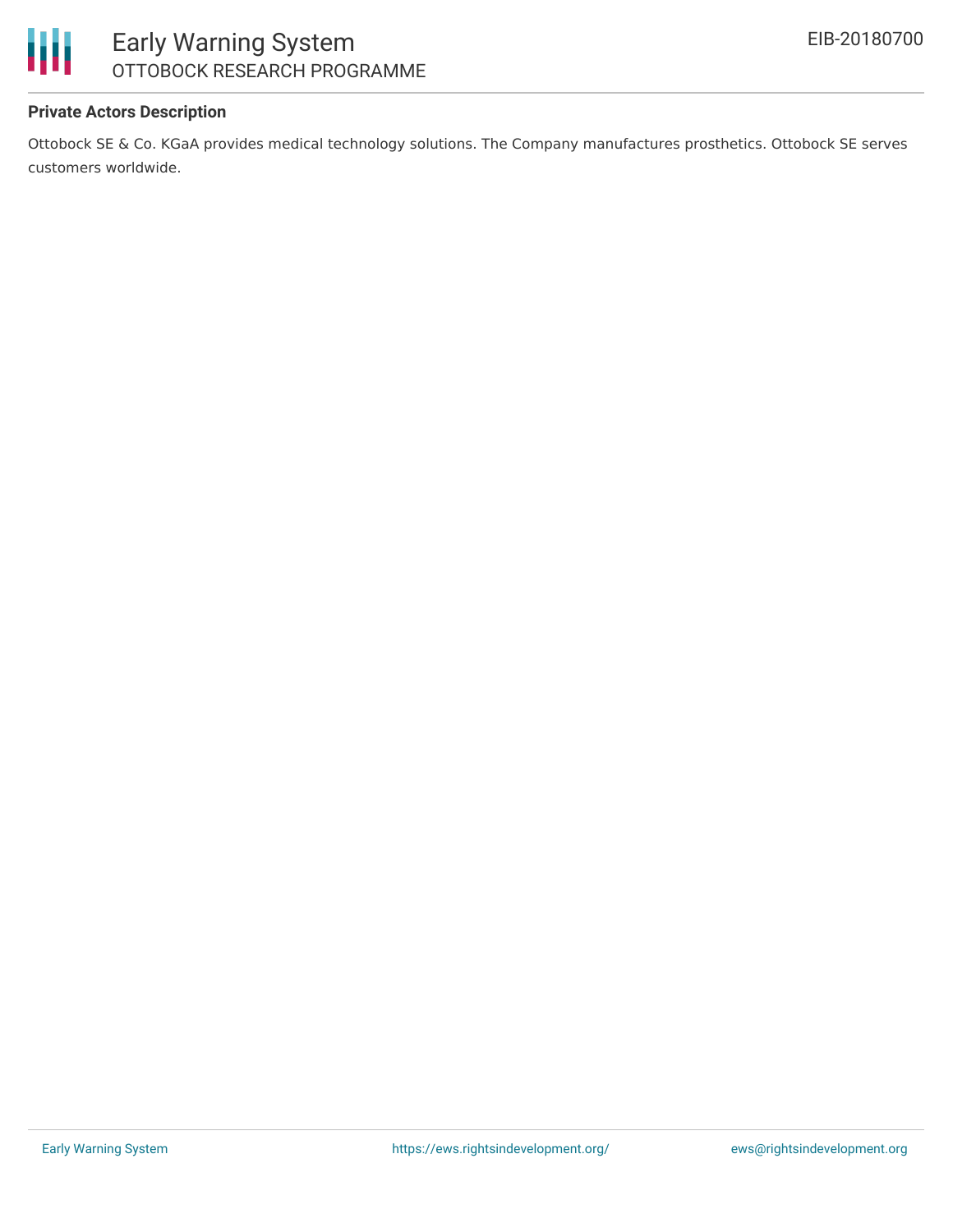**Private Actors Description**

Ottobock SE & Co. KGaA provides medical technology solutions. The Company manufactures prosthetics. Ottobock SE serves customers worldwide.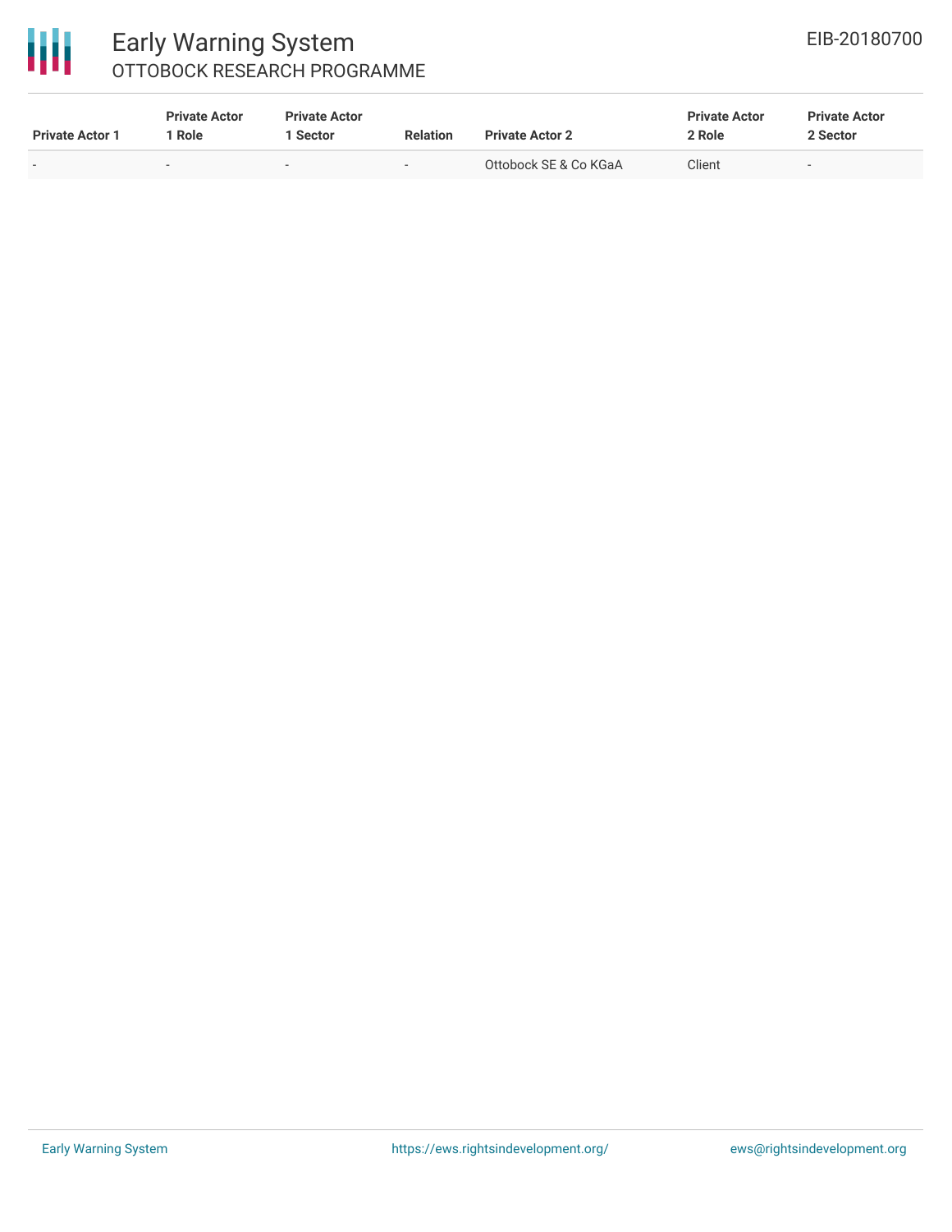| Private Actor 1 | Private Actor 1 Role | Private Actor 1 Sector | Relation | Private Actor 2 | Private Actor 2 Role | Private Actor 2 Sector |
|---|---|---|---|---|---|---|
| - | - | - | - | Ottobock SE & Co KGaA | Client | - |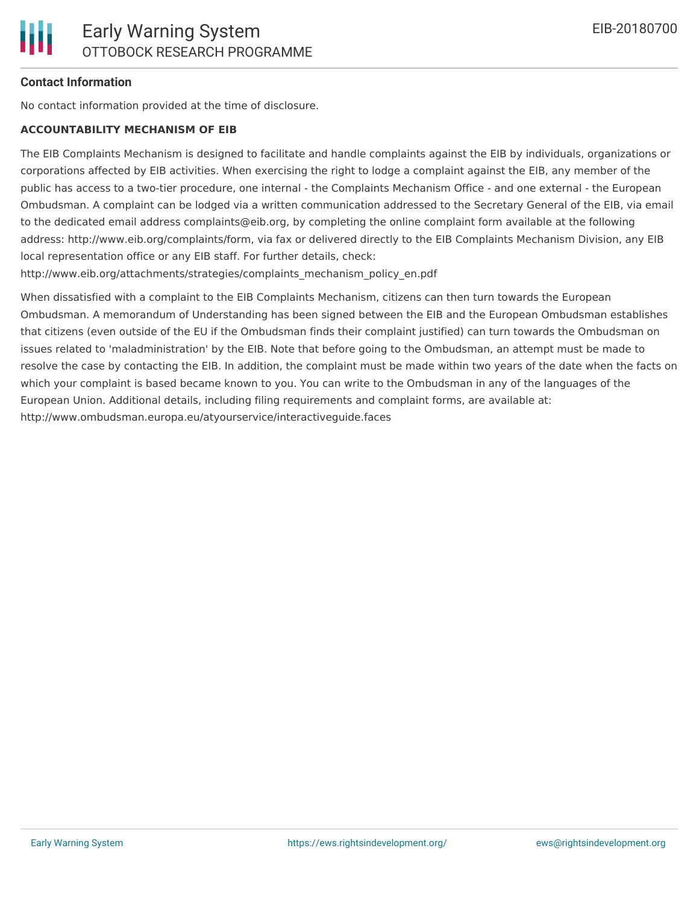**Contact Information**

No contact information provided at the time of disclosure.

**ACCOUNTABILITY MECHANISM OF EIB**

The EIB Complaints Mechanism is designed to facilitate and handle complaints against the EIB by individuals, organizations or corporations affected by EIB activities. When exercising the right to lodge a complaint against the EIB, any member of the public has access to a two-tier procedure, one internal - the Complaints Mechanism Office - and one external - the European Ombudsman. A complaint can be lodged via a written communication addressed to the Secretary General of the EIB, via email to the dedicated email address complaints@eib.org, by completing the online complaint form available at the following address: http://www.eib.org/complaints/form, via fax or delivered directly to the EIB Complaints Mechanism Division, any EIB local representation office or any EIB staff. For further details, check: http://www.eib.org/attachments/strategies/complaints_mechanism_policy_en.pdf

When dissatisfied with a complaint to the EIB Complaints Mechanism, citizens can then turn towards the European Ombudsman. A memorandum of Understanding has been signed between the EIB and the European Ombudsman establishes that citizens (even outside of the EU if the Ombudsman finds their complaint justified) can turn towards the Ombudsman on issues related to 'maladministration' by the EIB. Note that before going to the Ombudsman, an attempt must be made to resolve the case by contacting the EIB. In addition, the complaint must be made within two years of the date when the facts on which your complaint is based became known to you. You can write to the Ombudsman in any of the languages of the European Union. Additional details, including filing requirements and complaint forms, are available at: http://www.ombudsman.europa.eu/atyourservice/interactiveguide.faces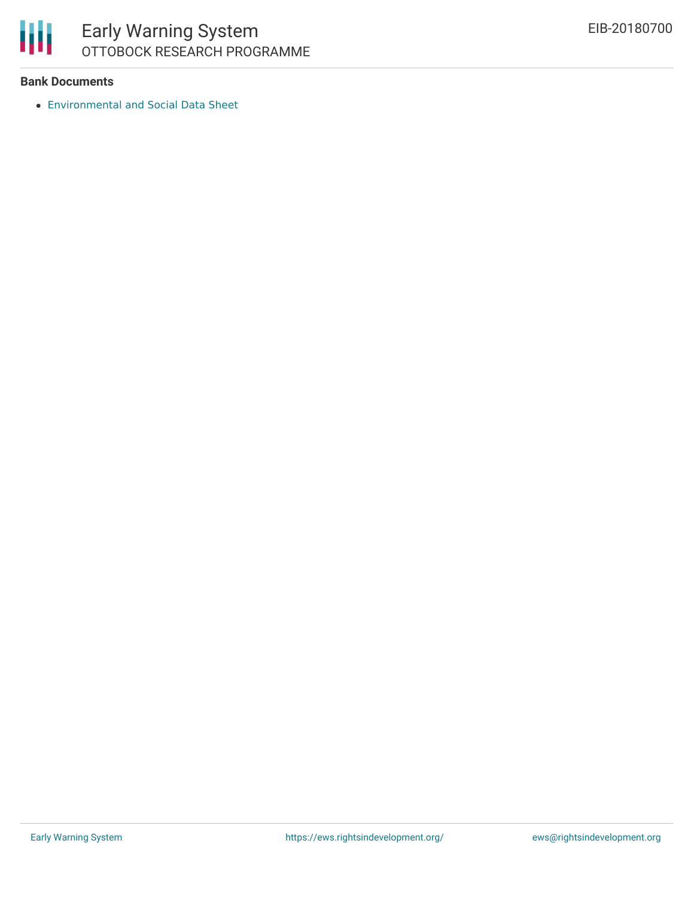**Bank Documents**

- Environmental and Social Data Sheet